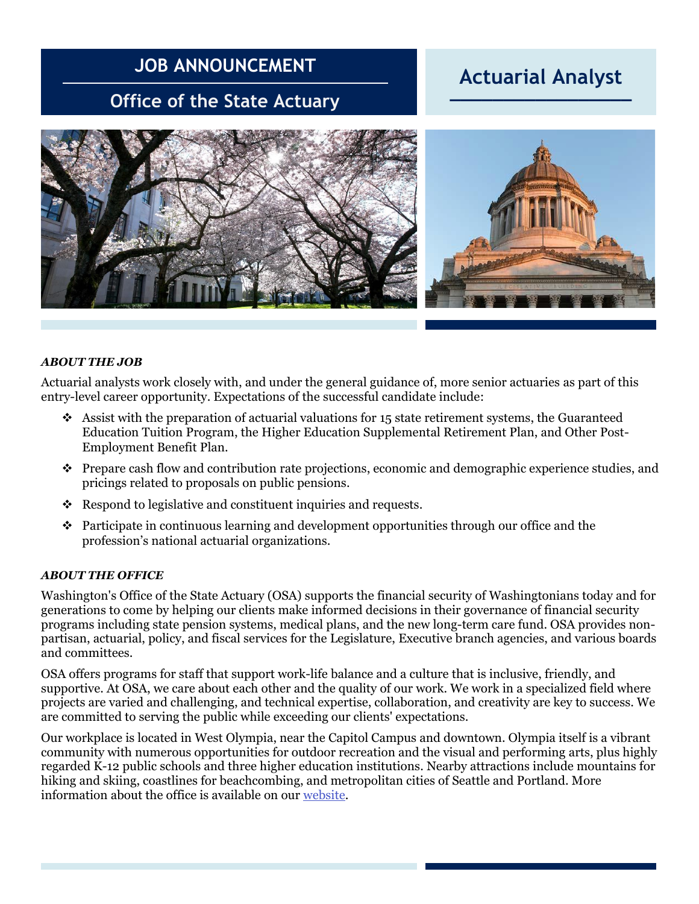# JOB ANNOUNCEMENT

## Office of the State Actuary

# Actuarial Analyst

***ABOUT THE JOB***

Actuarial analysts work closely with, and under the general guidance of, more senior actuaries as part of this entry-level career opportunity. Expectations of the successful candidate include:

- ❖ Assist with the preparation of actuarial valuations for 15 state retirement systems, the Guaranteed Education Tuition Program, the Higher Education Supplemental Retirement Plan, and Other Post-Employment Benefit Plan.
- ❖ Prepare cash flow and contribution rate projections, economic and demographic experience studies, and pricings related to proposals on public pensions.
- ❖ Respond to legislative and constituent inquiries and requests.
- ❖ Participate in continuous learning and development opportunities through our office and the profession's national actuarial organizations.

***ABOUT THE OFFICE***

Washington's Office of the State Actuary (OSA) supports the financial security of Washingtonians today and for generations to come by helping our clients make informed decisions in their governance of financial security programs including state pension systems, medical plans, and the new long-term care fund. OSA provides non-partisan, actuarial, policy, and fiscal services for the Legislature, Executive branch agencies, and various boards and committees.

OSA offers programs for staff that support work-life balance and a culture that is inclusive, friendly, and supportive. At OSA, we care about each other and the quality of our work. We work in a specialized field where projects are varied and challenging, and technical expertise, collaboration, and creativity are key to success. We are committed to serving the public while exceeding our clients' expectations.

Our workplace is located in West Olympia, near the Capitol Campus and downtown. Olympia itself is a vibrant community with numerous opportunities for outdoor recreation and the visual and performing arts, plus highly regarded K-12 public schools and three higher education institutions. Nearby attractions include mountains for hiking and skiing, coastlines for beachcombing, and metropolitan cities of Seattle and Portland. More information about the office is available on our website.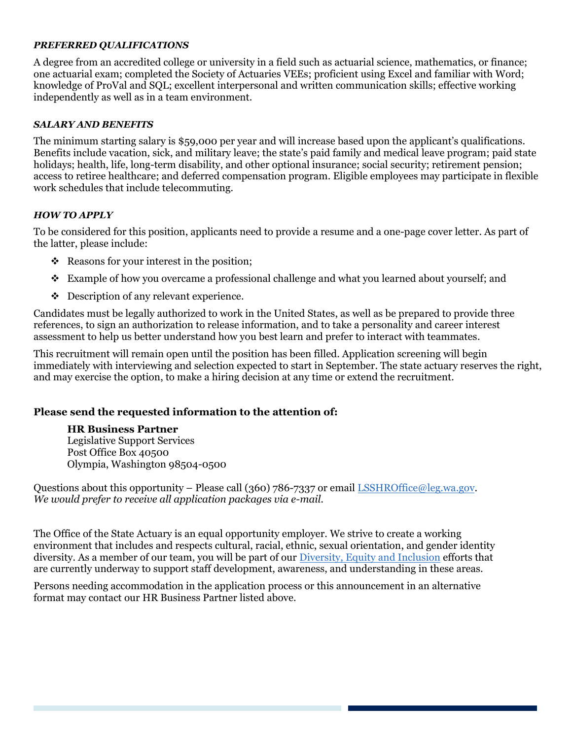### *PREFERRED QUALIFICATIONS*

A degree from an accredited college or university in a field such as actuarial science, mathematics, or finance; one actuarial exam; completed the Society of Actuaries VEEs; proficient using Excel and familiar with Word; knowledge of ProVal and SQL; excellent interpersonal and written communication skills; effective working independently as well as in a team environment.

### *SALARY AND BENEFITS*

The minimum starting salary is $59,000 per year and will increase based upon the applicant's qualifications. Benefits include vacation, sick, and military leave; the state's paid family and medical leave program; paid state holidays; health, life, long-term disability, and other optional insurance; social security; retirement pension; access to retiree healthcare; and deferred compensation program. Eligible employees may participate in flexible work schedules that include telecommuting.

### *HOW TO APPLY*

To be considered for this position, applicants need to provide a resume and a one-page cover letter. As part of the latter, please include:

- Reasons for your interest in the position;
- Example of how you overcame a professional challenge and what you learned about yourself; and
- Description of any relevant experience.

Candidates must be legally authorized to work in the United States, as well as be prepared to provide three references, to sign an authorization to release information, and to take a personality and career interest assessment to help us better understand how you best learn and prefer to interact with teammates.

This recruitment will remain open until the position has been filled. Application screening will begin immediately with interviewing and selection expected to start in September. The state actuary reserves the right, and may exercise the option, to make a hiring decision at any time or extend the recruitment.

**Please send the requested information to the attention of:**

> **HR Business Partner**
> Legislative Support Services
> Post Office Box 40500
> Olympia, Washington 98504-0500

Questions about this opportunity – Please call (360) 786-7337 or email LSSHROffice@leg.wa.gov.
*We would prefer to receive all application packages via e-mail.*

The Office of the State Actuary is an equal opportunity employer. We strive to create a working environment that includes and respects cultural, racial, ethnic, sexual orientation, and gender identity diversity. As a member of our team, you will be part of our Diversity, Equity and Inclusion efforts that are currently underway to support staff development, awareness, and understanding in these areas.

Persons needing accommodation in the application process or this announcement in an alternative format may contact our HR Business Partner listed above.